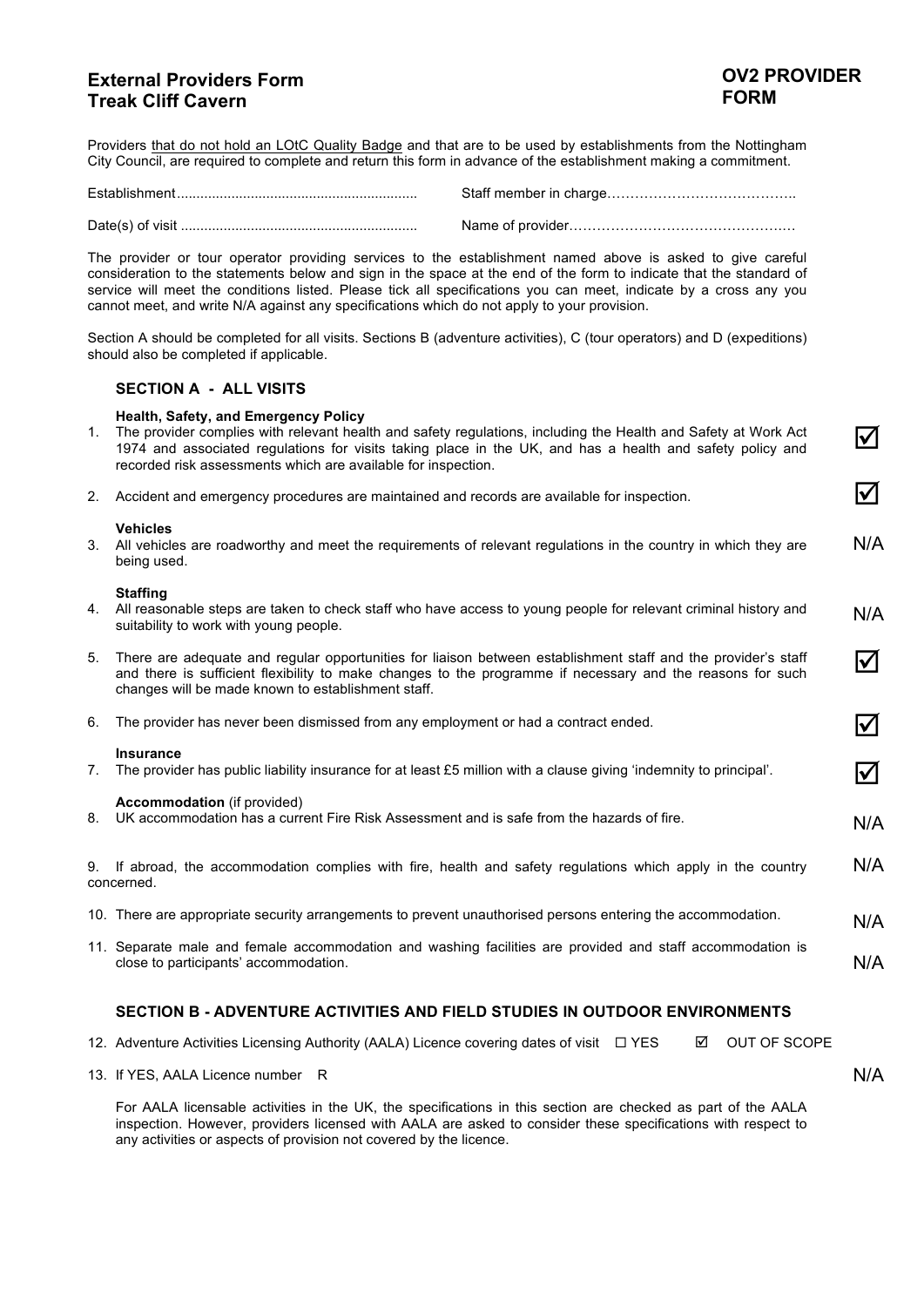# External Providers Form
# Treak Cliff Cavern

**OV2 PROVIDER FORM**

Providers that do not hold an LOtC Quality Badge and that are to be used by establishments from the Nottingham City Council, are required to complete and return this form in advance of the establishment making a commitment.

Establishment............................................................ Staff member in charge…………………………………..

Date(s) of visit ............................................................ Name of provider……………………………………….…

The provider or tour operator providing services to the establishment named above is asked to give careful consideration to the statements below and sign in the space at the end of the form to indicate that the standard of service will meet the conditions listed. Please tick all specifications you can meet, indicate by a cross any you cannot meet, and write N/A against any specifications which do not apply to your provision.

Section A should be completed for all visits. Sections B (adventure activities), C (tour operators) and D (expeditions) should also be completed if applicable.

## SECTION A - ALL VISITS

**Health, Safety, and Emergency Policy**

1. The provider complies with relevant health and safety regulations, including the Health and Safety at Work Act 1974 and associated regulations for visits taking place in the UK, and has a health and safety policy and recorded risk assessments which are available for inspection. ☑

2. Accident and emergency procedures are maintained and records are available for inspection. ☑

**Vehicles**

3. All vehicles are roadworthy and meet the requirements of relevant regulations in the country in which they are being used. N/A

**Staffing**

4. All reasonable steps are taken to check staff who have access to young people for relevant criminal history and suitability to work with young people. N/A

5. There are adequate and regular opportunities for liaison between establishment staff and the provider's staff and there is sufficient flexibility to make changes to the programme if necessary and the reasons for such changes will be made known to establishment staff. ☑

6. The provider has never been dismissed from any employment or had a contract ended. ☑

**Insurance**

7. The provider has public liability insurance for at least £5 million with a clause giving 'indemnity to principal'. ☑

**Accommodation** (if provided)

8. UK accommodation has a current Fire Risk Assessment and is safe from the hazards of fire. N/A

9. If abroad, the accommodation complies with fire, health and safety regulations which apply in the country concerned. N/A

10. There are appropriate security arrangements to prevent unauthorised persons entering the accommodation. N/A

11. Separate male and female accommodation and washing facilities are provided and staff accommodation is close to participants' accommodation. N/A

## SECTION B - ADVENTURE ACTIVITIES AND FIELD STUDIES IN OUTDOOR ENVIRONMENTS

12. Adventure Activities Licensing Authority (AALA) Licence covering dates of visit ☐ YES ☑ OUT OF SCOPE

13. If YES, AALA Licence number R N/A

For AALA licensable activities in the UK, the specifications in this section are checked as part of the AALA inspection. However, providers licensed with AALA are asked to consider these specifications with respect to any activities or aspects of provision not covered by the licence.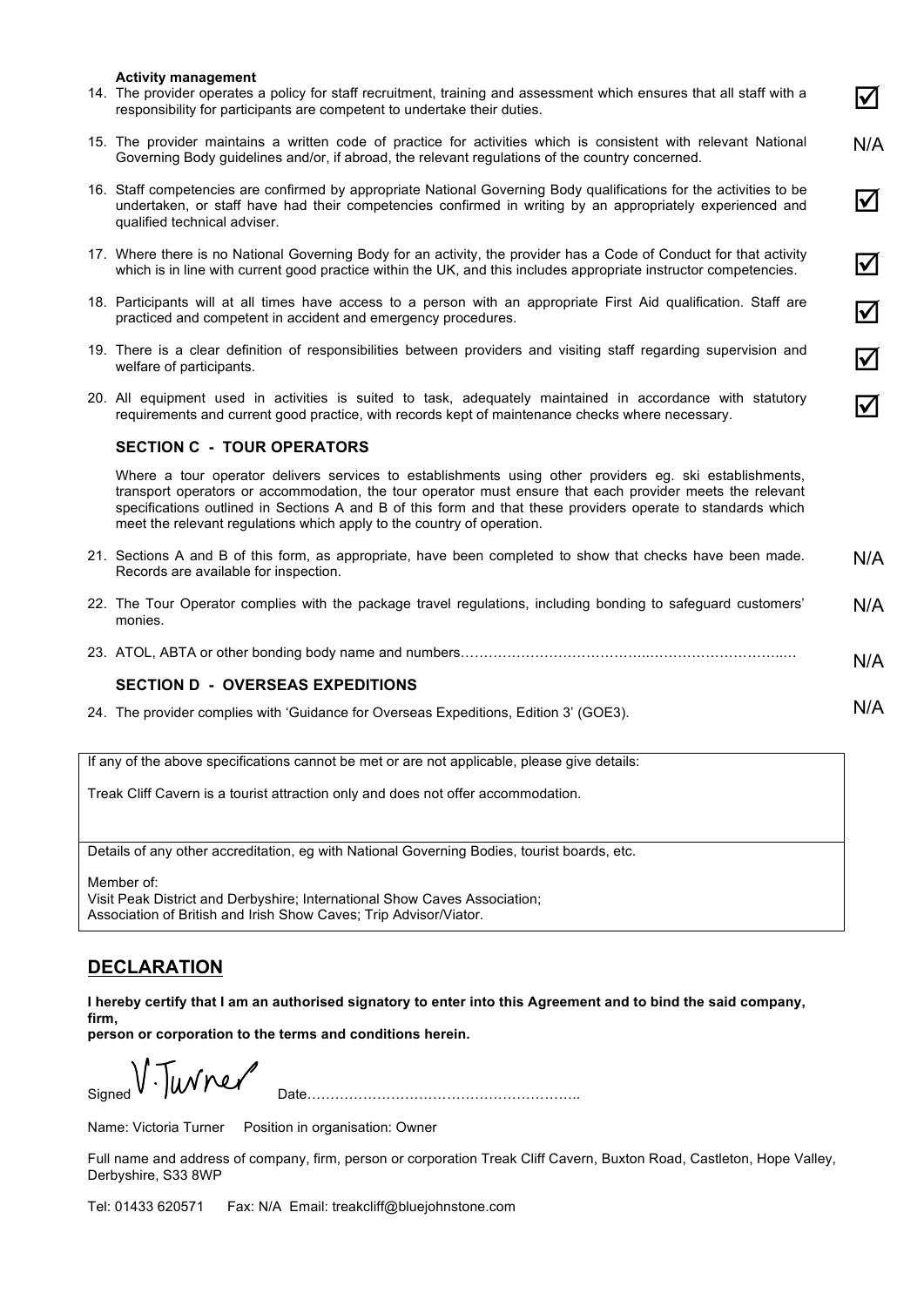**Activity management**

14. The provider operates a policy for staff recruitment, training and assessment which ensures that all staff with a responsibility for participants are competent to undertake their duties. ☑

15. The provider maintains a written code of practice for activities which is consistent with relevant National Governing Body guidelines and/or, if abroad, the relevant regulations of the country concerned. N/A

16. Staff competencies are confirmed by appropriate National Governing Body qualifications for the activities to be undertaken, or staff have had their competencies confirmed in writing by an appropriately experienced and qualified technical adviser. ☑

17. Where there is no National Governing Body for an activity, the provider has a Code of Conduct for that activity which is in line with current good practice within the UK, and this includes appropriate instructor competencies. ☑

18. Participants will at all times have access to a person with an appropriate First Aid qualification. Staff are practiced and competent in accident and emergency procedures. ☑

19. There is a clear definition of responsibilities between providers and visiting staff regarding supervision and welfare of participants. ☑

20. All equipment used in activities is suited to task, adequately maintained in accordance with statutory requirements and current good practice, with records kept of maintenance checks where necessary. ☑

### SECTION C - TOUR OPERATORS

Where a tour operator delivers services to establishments using other providers eg. ski establishments, transport operators or accommodation, the tour operator must ensure that each provider meets the relevant specifications outlined in Sections A and B of this form and that these providers operate to standards which meet the relevant regulations which apply to the country of operation.

21. Sections A and B of this form, as appropriate, have been completed to show that checks have been made. Records are available for inspection. N/A

22. The Tour Operator complies with the package travel regulations, including bonding to safeguard customers' monies. N/A

23. ATOL, ABTA or other bonding body name and numbers…………………………………..……………………….… N/A

### SECTION D - OVERSEAS EXPEDITIONS

24. The provider complies with 'Guidance for Overseas Expeditions, Edition 3' (GOE3). N/A

If any of the above specifications cannot be met or are not applicable, please give details:

Treak Cliff Cavern is a tourist attraction only and does not offer accommodation.

Details of any other accreditation, eg with National Governing Bodies, tourist boards, etc.

Member of:
Visit Peak District and Derbyshire; International Show Caves Association;
Association of British and Irish Show Caves; Trip Advisor/Viator.

## DECLARATION

**I hereby certify that I am an authorised signatory to enter into this Agreement and to bind the said company, firm,**
**person or corporation to the terms and conditions herein.**

Signed V. Turner Date…………………………………………………..

Name: Victoria Turner Position in organisation: Owner

Full name and address of company, firm, person or corporation Treak Cliff Cavern, Buxton Road, Castleton, Hope Valley, Derbyshire, S33 8WP

Tel: 01433 620571 Fax: N/A Email: treakcliff@bluejohnstone.com